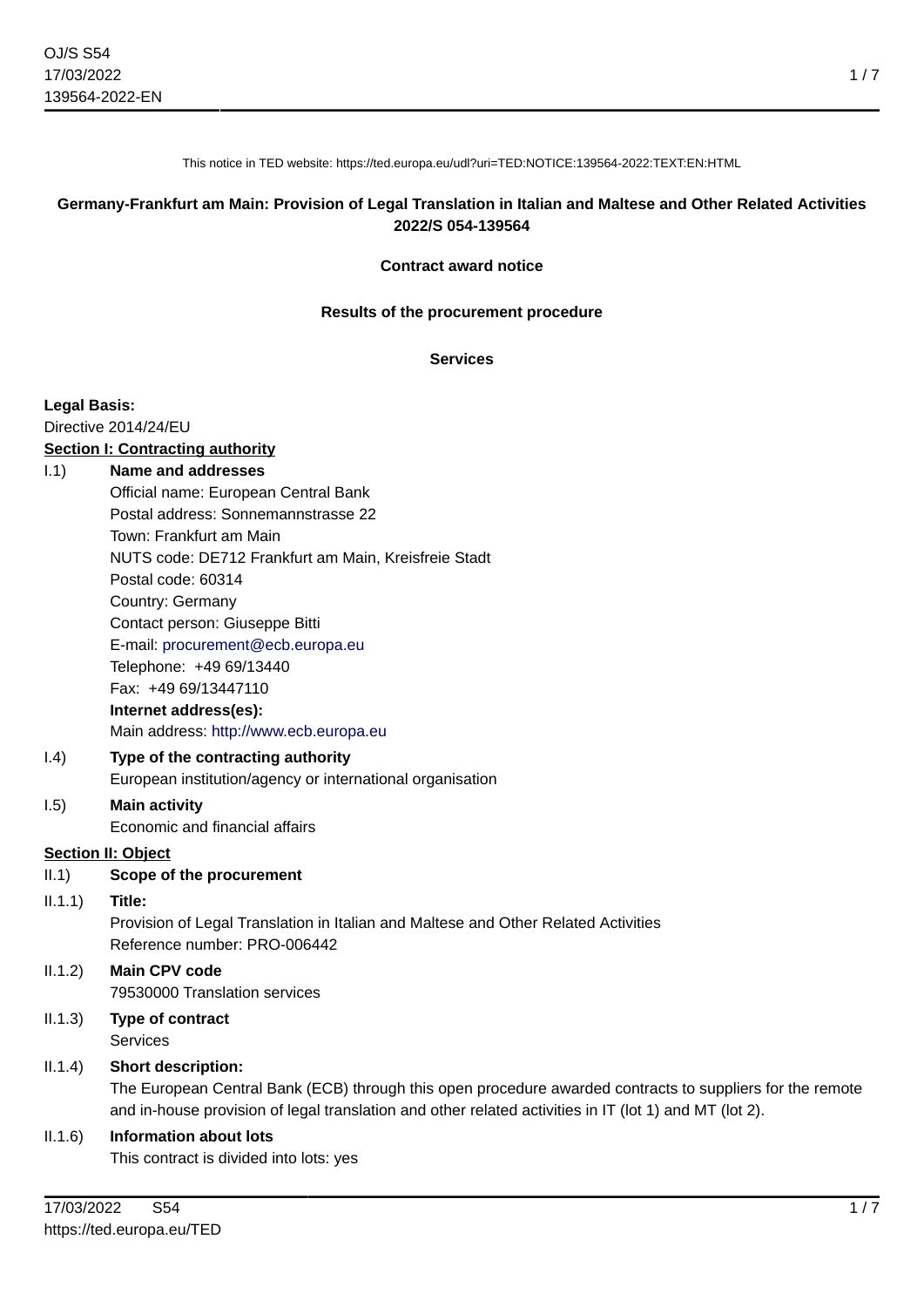This notice in TED website: https://ted.europa.eu/udl?uri=TED:NOTICE:139564-2022:TEXT:EN:HTML

**Germany-Frankfurt am Main: Provision of Legal Translation in Italian and Maltese and Other Related Activities**
**2022/S 054-139564**

**Contract award notice**

**Results of the procurement procedure**

**Services**

**Legal Basis:**
Directive 2014/24/EU

**Section I: Contracting authority**

I.1) **Name and addresses**
Official name: European Central Bank
Postal address: Sonnemannstrasse 22
Town: Frankfurt am Main
NUTS code: DE712 Frankfurt am Main, Kreisfreie Stadt
Postal code: 60314
Country: Germany
Contact person: Giuseppe Bitti
E-mail: procurement@ecb.europa.eu
Telephone: +49 69/13440
Fax: +49 69/13447110
**Internet address(es):**
Main address: http://www.ecb.europa.eu

I.4) **Type of the contracting authority**
European institution/agency or international organisation

I.5) **Main activity**
Economic and financial affairs

**Section II: Object**

II.1) **Scope of the procurement**

II.1.1) **Title:**
Provision of Legal Translation in Italian and Maltese and Other Related Activities
Reference number: PRO-006442

II.1.2) **Main CPV code**
79530000 Translation services

II.1.3) **Type of contract**
Services

II.1.4) **Short description:**
The European Central Bank (ECB) through this open procedure awarded contracts to suppliers for the remote and in-house provision of legal translation and other related activities in IT (lot 1) and MT (lot 2).

II.1.6) **Information about lots**
This contract is divided into lots: yes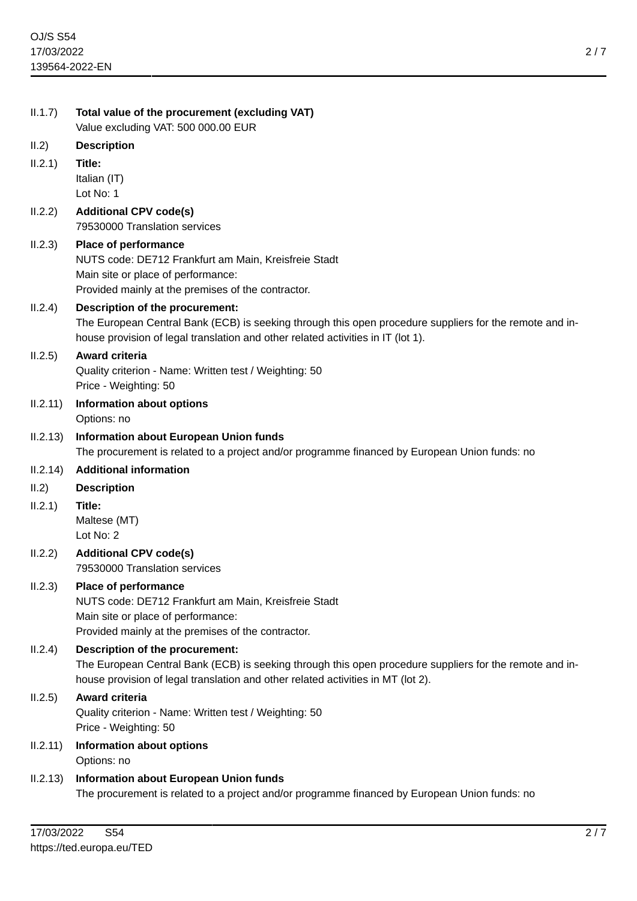**II.1.7) Total value of the procurement (excluding VAT)**

Value excluding VAT: 500 000.00 EUR

**II.2) Description**

**II.2.1) Title:**

Italian (IT)

Lot No: 1

**II.2.2) Additional CPV code(s)**

79530000 Translation services

**II.2.3) Place of performance**

NUTS code: DE712 Frankfurt am Main, Kreisfreie Stadt

Main site or place of performance:

Provided mainly at the premises of the contractor.

**II.2.4) Description of the procurement:**

The European Central Bank (ECB) is seeking through this open procedure suppliers for the remote and in-house provision of legal translation and other related activities in IT (lot 1).

**II.2.5) Award criteria**

Quality criterion - Name: Written test / Weighting: 50

Price - Weighting: 50

**II.2.11) Information about options**

Options: no

**II.2.13) Information about European Union funds**

The procurement is related to a project and/or programme financed by European Union funds: no

**II.2.14) Additional information**

**II.2) Description**

**II.2.1) Title:**

Maltese (MT)

Lot No: 2

**II.2.2) Additional CPV code(s)**

79530000 Translation services

**II.2.3) Place of performance**

NUTS code: DE712 Frankfurt am Main, Kreisfreie Stadt

Main site or place of performance:

Provided mainly at the premises of the contractor.

**II.2.4) Description of the procurement:**

The European Central Bank (ECB) is seeking through this open procedure suppliers for the remote and in-house provision of legal translation and other related activities in MT (lot 2).

**II.2.5) Award criteria**

Quality criterion - Name: Written test / Weighting: 50

Price - Weighting: 50

**II.2.11) Information about options**

Options: no

**II.2.13) Information about European Union funds**

The procurement is related to a project and/or programme financed by European Union funds: no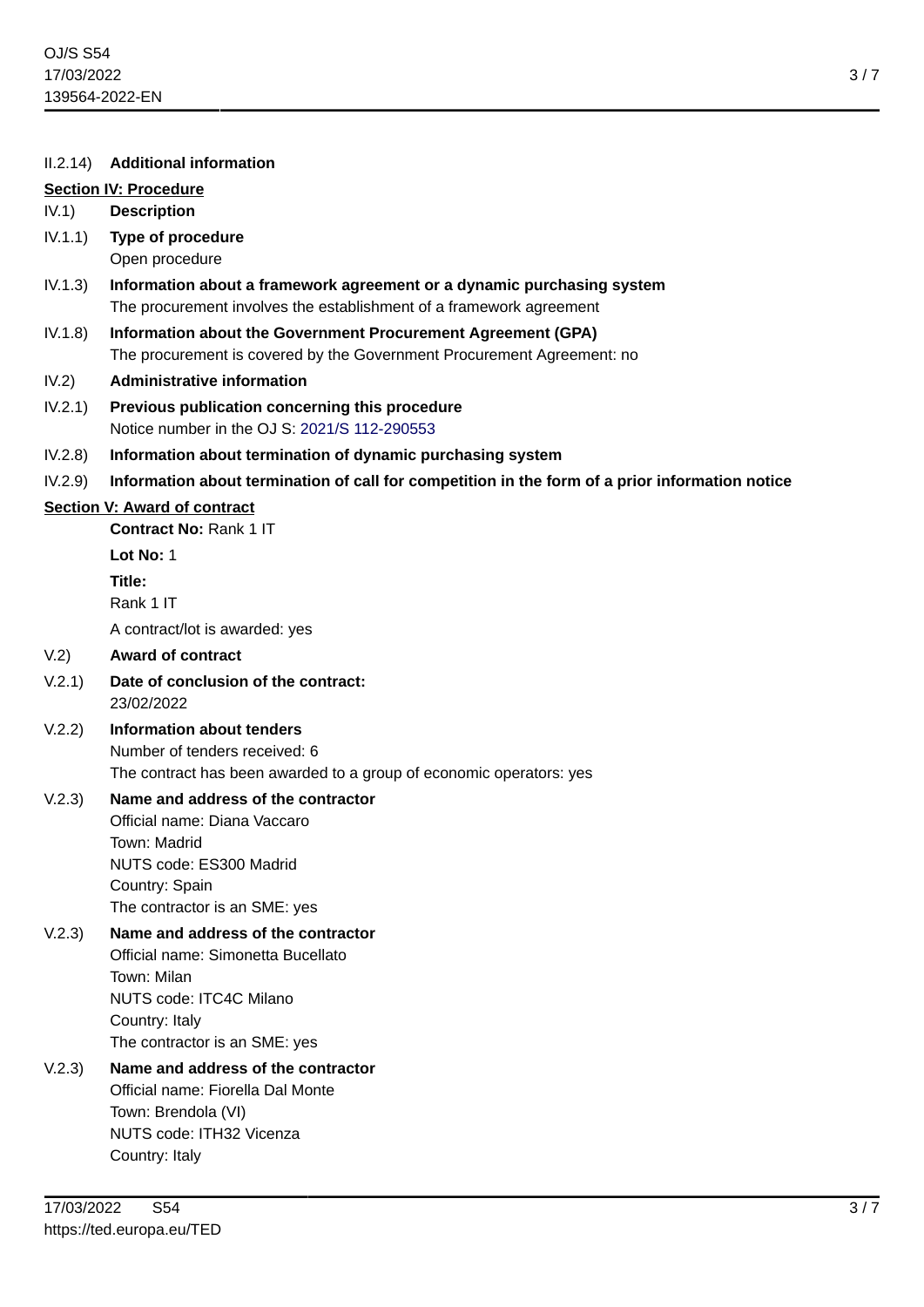II.2.14) **Additional information**

**Section IV: Procedure**

IV.1) **Description**

IV.1.1) **Type of procedure**

Open procedure

IV.1.3) **Information about a framework agreement or a dynamic purchasing system**

The procurement involves the establishment of a framework agreement

IV.1.8) **Information about the Government Procurement Agreement (GPA)**

The procurement is covered by the Government Procurement Agreement: no

IV.2) **Administrative information**

IV.2.1) **Previous publication concerning this procedure**

Notice number in the OJ S: 2021/S 112-290553

IV.2.8) **Information about termination of dynamic purchasing system**

IV.2.9) **Information about termination of call for competition in the form of a prior information notice**

**Section V: Award of contract**

**Contract No:** Rank 1 IT

**Lot No:** 1

**Title:**

Rank 1 IT

A contract/lot is awarded: yes

V.2) **Award of contract**

V.2.1) **Date of conclusion of the contract:**

23/02/2022

V.2.2) **Information about tenders**

Number of tenders received: 6

The contract has been awarded to a group of economic operators: yes

V.2.3) **Name and address of the contractor**

Official name: Diana Vaccaro

Town: Madrid

NUTS code: ES300 Madrid

Country: Spain

The contractor is an SME: yes

V.2.3) **Name and address of the contractor**

Official name: Simonetta Bucellato

Town: Milan

NUTS code: ITC4C Milano

Country: Italy

The contractor is an SME: yes

V.2.3) **Name and address of the contractor**

Official name: Fiorella Dal Monte

Town: Brendola (VI)

NUTS code: ITH32 Vicenza

Country: Italy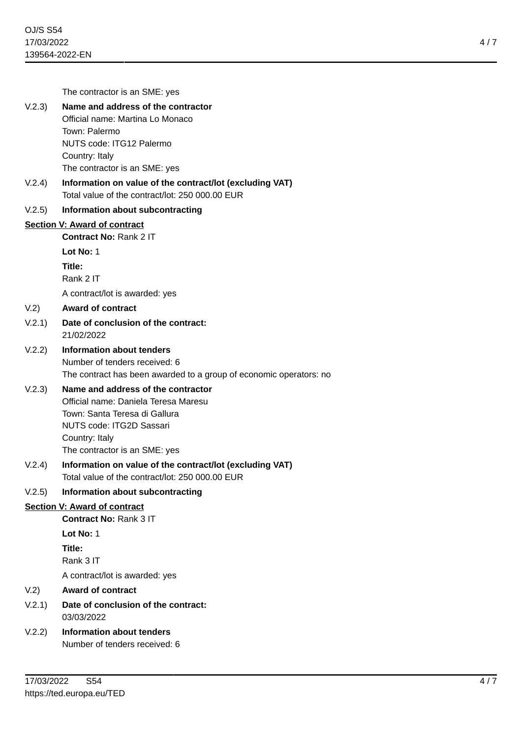The contractor is an SME: yes

V.2.3) **Name and address of the contractor**

Official name: Martina Lo Monaco
Town: Palermo
NUTS code: ITG12 Palermo
Country: Italy
The contractor is an SME: yes

V.2.4) **Information on value of the contract/lot (excluding VAT)**

Total value of the contract/lot: 250 000.00 EUR

V.2.5) **Information about subcontracting**

## Section V: Award of contract

**Contract No:** Rank 2 IT

**Lot No:** 1

**Title:**

Rank 2 IT

A contract/lot is awarded: yes

V.2) **Award of contract**

V.2.1) **Date of conclusion of the contract:**

21/02/2022

V.2.2) **Information about tenders**

Number of tenders received: 6
The contract has been awarded to a group of economic operators: no

V.2.3) **Name and address of the contractor**

Official name: Daniela Teresa Maresu
Town: Santa Teresa di Gallura
NUTS code: ITG2D Sassari
Country: Italy
The contractor is an SME: yes

V.2.4) **Information on value of the contract/lot (excluding VAT)**

Total value of the contract/lot: 250 000.00 EUR

V.2.5) **Information about subcontracting**

## Section V: Award of contract

**Contract No:** Rank 3 IT

**Lot No:** 1

**Title:**

Rank 3 IT

A contract/lot is awarded: yes

V.2) **Award of contract**

V.2.1) **Date of conclusion of the contract:**

03/03/2022

V.2.2) **Information about tenders**

Number of tenders received: 6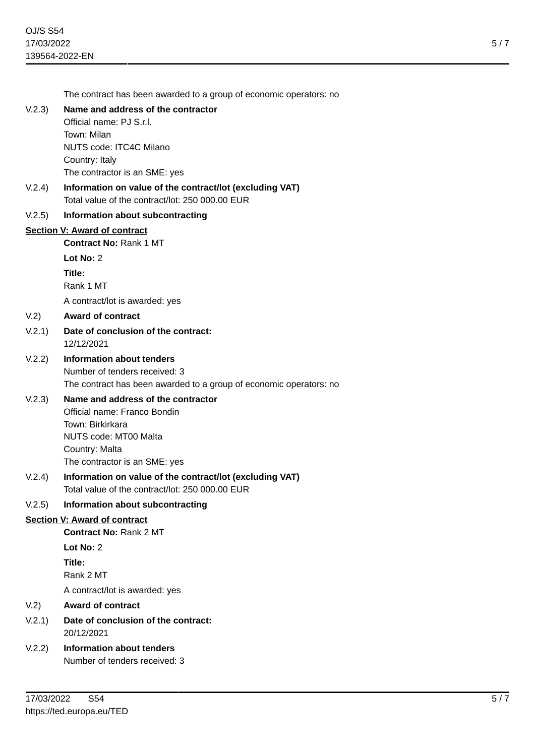The contract has been awarded to a group of economic operators: no

V.2.3) **Name and address of the contractor**

Official name: PJ S.r.l.
Town: Milan
NUTS code: ITC4C Milano
Country: Italy
The contractor is an SME: yes

V.2.4) **Information on value of the contract/lot (excluding VAT)**

Total value of the contract/lot: 250 000.00 EUR

V.2.5) **Information about subcontracting**

**Section V: Award of contract**

**Contract No:** Rank 1 MT

**Lot No:** 2

**Title:**

Rank 1 MT

A contract/lot is awarded: yes

V.2) **Award of contract**

V.2.1) **Date of conclusion of the contract:**

12/12/2021

V.2.2) **Information about tenders**

Number of tenders received: 3
The contract has been awarded to a group of economic operators: no

V.2.3) **Name and address of the contractor**

Official name: Franco Bondin
Town: Birkirkara
NUTS code: MT00 Malta
Country: Malta
The contractor is an SME: yes

V.2.4) **Information on value of the contract/lot (excluding VAT)**

Total value of the contract/lot: 250 000.00 EUR

V.2.5) **Information about subcontracting**

**Section V: Award of contract**

**Contract No:** Rank 2 MT

**Lot No:** 2

**Title:**

Rank 2 MT

A contract/lot is awarded: yes

V.2) **Award of contract**

V.2.1) **Date of conclusion of the contract:**

20/12/2021

V.2.2) **Information about tenders**

Number of tenders received: 3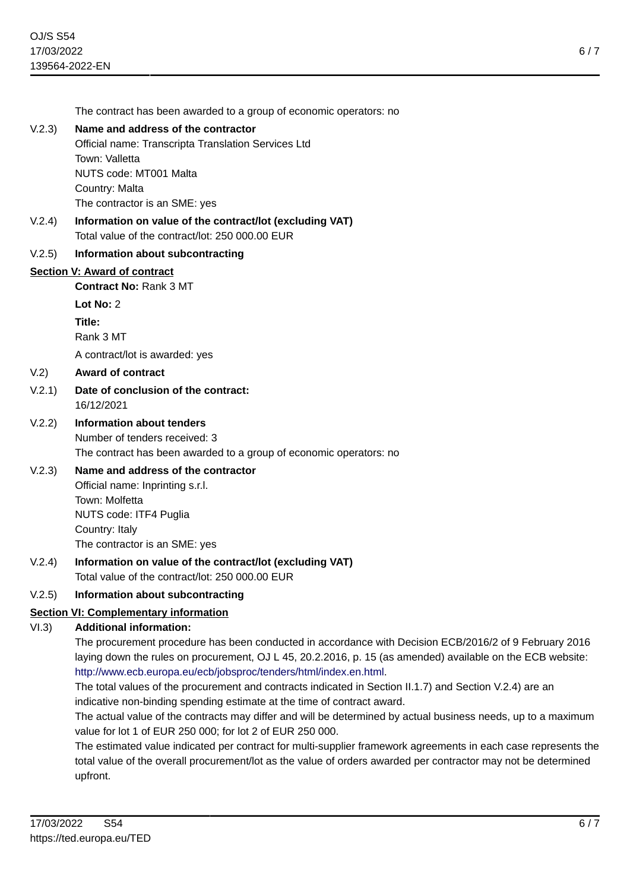The contract has been awarded to a group of economic operators: no

V.2.3) **Name and address of the contractor**

Official name: Transcripta Translation Services Ltd
Town: Valletta
NUTS code: MT001 Malta
Country: Malta
The contractor is an SME: yes

V.2.4) **Information on value of the contract/lot (excluding VAT)**

Total value of the contract/lot: 250 000.00 EUR

V.2.5) **Information about subcontracting**

## Section V: Award of contract

**Contract No:** Rank 3 MT

**Lot No:** 2

**Title:**

Rank 3 MT

A contract/lot is awarded: yes

V.2) **Award of contract**

V.2.1) **Date of conclusion of the contract:**

16/12/2021

V.2.2) **Information about tenders**

Number of tenders received: 3
The contract has been awarded to a group of economic operators: no

V.2.3) **Name and address of the contractor**

Official name: Inprinting s.r.l.
Town: Molfetta
NUTS code: ITF4 Puglia
Country: Italy
The contractor is an SME: yes

V.2.4) **Information on value of the contract/lot (excluding VAT)**

Total value of the contract/lot: 250 000.00 EUR

V.2.5) **Information about subcontracting**

## Section VI: Complementary information

VI.3) **Additional information:**

The procurement procedure has been conducted in accordance with Decision ECB/2016/2 of 9 February 2016 laying down the rules on procurement, OJ L 45, 20.2.2016, p. 15 (as amended) available on the ECB website: http://www.ecb.europa.eu/ecb/jobsproc/tenders/html/index.en.html.

The total values of the procurement and contracts indicated in Section II.1.7) and Section V.2.4) are an indicative non-binding spending estimate at the time of contract award.

The actual value of the contracts may differ and will be determined by actual business needs, up to a maximum value for lot 1 of EUR 250 000; for lot 2 of EUR 250 000.

The estimated value indicated per contract for multi-supplier framework agreements in each case represents the total value of the overall procurement/lot as the value of orders awarded per contractor may not be determined upfront.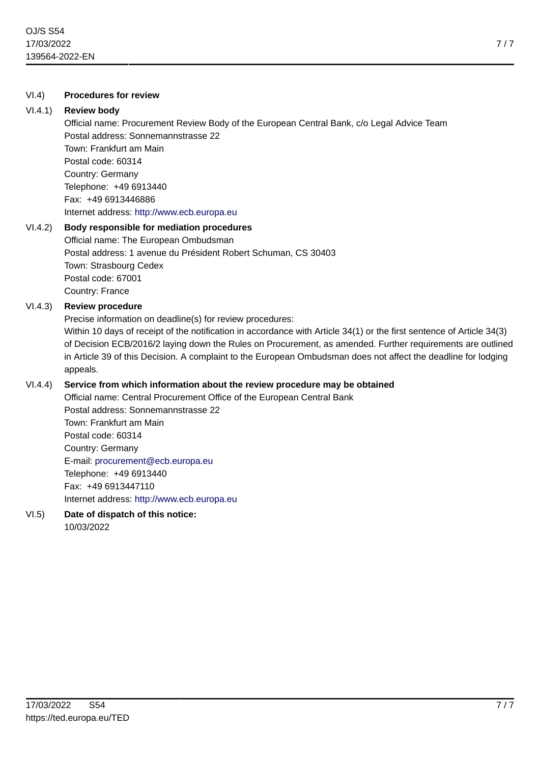#### VI.4) Procedures for review

##### VI.4.1) Review body

Official name: Procurement Review Body of the European Central Bank, c/o Legal Advice Team
Postal address: Sonnemannstrasse 22
Town: Frankfurt am Main
Postal code: 60314
Country: Germany
Telephone: +49 6913440
Fax: +49 6913446886
Internet address: http://www.ecb.europa.eu

##### VI.4.2) Body responsible for mediation procedures

Official name: The European Ombudsman
Postal address: 1 avenue du Président Robert Schuman, CS 30403
Town: Strasbourg Cedex
Postal code: 67001
Country: France

##### VI.4.3) Review procedure

Precise information on deadline(s) for review procedures:
Within 10 days of receipt of the notification in accordance with Article 34(1) or the first sentence of Article 34(3) of Decision ECB/2016/2 laying down the Rules on Procurement, as amended. Further requirements are outlined in Article 39 of this Decision. A complaint to the European Ombudsman does not affect the deadline for lodging appeals.

##### VI.4.4) Service from which information about the review procedure may be obtained

Official name: Central Procurement Office of the European Central Bank
Postal address: Sonnemannstrasse 22
Town: Frankfurt am Main
Postal code: 60314
Country: Germany
E-mail: procurement@ecb.europa.eu
Telephone: +49 6913440
Fax: +49 6913447110
Internet address: http://www.ecb.europa.eu

#### VI.5) Date of dispatch of this notice:

10/03/2022